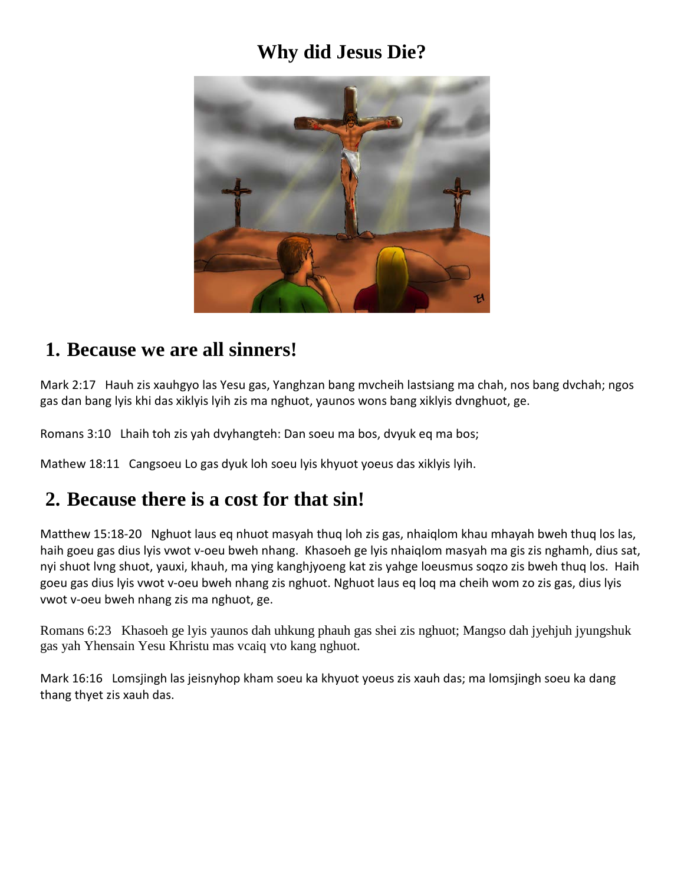# Why did Jesus Die?

## 1. Because we are all sinners!

Mark 2:17 Hauh zis xauhgyo las Yesu gas, Yanghzan bang mvcheih lastsiang ma chah, nos bang dvchah; ngos gas dan bang lyis khi das xiklyis lyih zis ma nghuot, yaunos wons bang xiklyis dvnghuot, ge.

Romans 3:10 Lhaih toh zis yah dvyhangteh: Dan soeu ma bos, dvyuk eq ma bos;

Mathew 18:11 Cangsoeu Lo gas dyuk loh soeu lyis khyuot yoeus das xiklyis lyih.

## 2. Because there is a cost for that sin!

Matthew 15:18-20 Nghuot laus eq nhuot masyah thuq loh zis gas, nhaiqlom khau mhayah bweh thuq los las, haih goeu gas dius lyis vwot v-oeu bweh nhang. Khasoeh ge lyis nhaiqlom masyah ma gis zis nghamh, dius sat, nyi shuot lvng shuot, yauxi, khauh, ma ying kanghjyoeng kat zis yahge loeusmus soqzo zis bweh thuq los. Haih goeu gas dius lyis vwot v-oeu bweh nhang zis nghuot. Nghuot laus eq loq ma cheih wom zo zis gas, dius lyis vwot v-oeu bweh nhang zis ma nghuot, ge.

Romans 6:23 Khasoeh ge lyis yaunos dah uhkung phauh gas shei zis nghuot; Mangso dah jyehjuh jyungshuk gas yah Yhensain Yesu Khristu mas vcaiq vto kang nghuot.

Mark 16:16 Lomsjingh las jeisnyhop kham soeu ka khyuot yoeus zis xauh das; ma lomsjingh soeu ka dang thang thyet zis xauh das.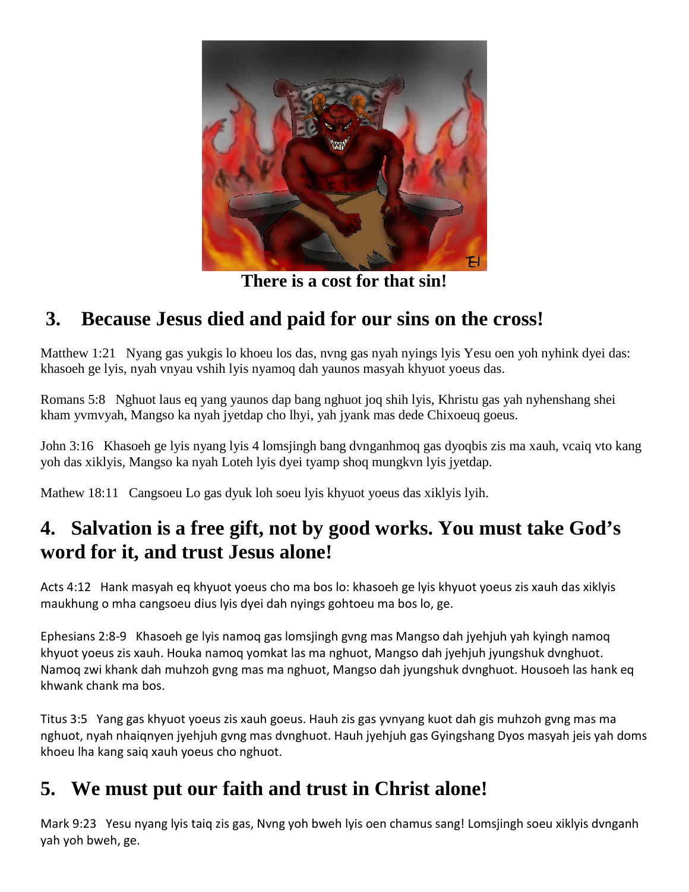There is a cost for that sin!

## 3. Because Jesus died and paid for our sins on the cross!

Matthew 1:21 Nyang gas yukgis lo khoeu los das, nvng gas nyah nyings lyis Yesu oen yoh nyhink dyei das: khasoeh ge lyis, nyah vnyau vshih lyis nyamoq dah yaunos masyah khyuot yoeus das.

Romans 5:8 Nghuot laus eq yang yaunos dap bang nghuot joq shih lyis, Khristu gas yah nyhenshang shei kham yvmvyah, Mangso ka nyah jyetdap cho lhyi, yah jyank mas dede Chixoeuq goeus.

John 3:16 Khasoeh ge lyis nyang lyis 4 lomsjingh bang dvnganhmoq gas dyoqbis zis ma xauh, vcaiq vto kang yoh das xiklyis, Mangso ka nyah Loteh lyis dyei tyamp shoq mungkvn lyis jyetdap.

Mathew 18:11 Cangsoeu Lo gas dyuk loh soeu lyis khyuot yoeus das xiklyis lyih.

## 4. Salvation is a free gift, not by good works. You must take God's word for it, and trust Jesus alone!

Acts 4:12 Hank masyah eq khyuot yoeus cho ma bos lo: khasoeh ge lyis khyuot yoeus zis xauh das xiklyis maukhung o mha cangsoeu dius lyis dyei dah nyings gohtoeu ma bos lo, ge.

Ephesians 2:8-9 Khasoeh ge lyis namoq gas lomsjingh gvng mas Mangso dah jyehjuh yah kyingh namoq khyuot yoeus zis xauh. Houka namoq yomkat las ma nghuot, Mangso dah jyehjuh jyungshuk dvnghuot. Namoq zwi khank dah muhzoh gvng mas ma nghuot, Mangso dah jyungshuk dvnghuot. Housoeh las hank eq khwank chank ma bos.

Titus 3:5 Yang gas khyuot yoeus zis xauh goeus. Hauh zis gas yvnyang kuot dah gis muhzoh gvng mas ma nghuot, nyah nhaiqnyen jyehjuh gvng mas dvnghuot. Hauh jyehjuh gas Gyingshang Dyos masyah jeis yah doms khoeu lha kang saiq xauh yoeus cho nghuot.

## 5. We must put our faith and trust in Christ alone!

Mark 9:23 Yesu nyang lyis taiq zis gas, Nvng yoh bweh lyis oen chamus sang! Lomsjingh soeu xiklyis dvnganh yah yoh bweh, ge.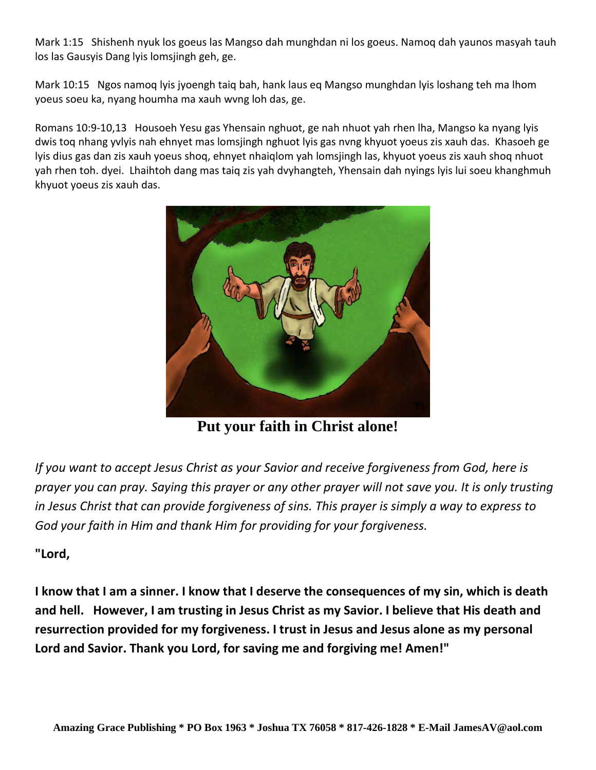Mark 1:15 Shishenh nyuk los goeus las Mangso dah munghdan ni los goeus. Namoq dah yaunos masyah tauh los las Gausyis Dang lyis lomsjingh geh, ge.

Mark 10:15 Ngos namoq lyis jyoengh taiq bah, hank laus eq Mangso munghdan lyis loshang teh ma lhom yoeus soeu ka, nyang houmha ma xauh wvng loh das, ge.

Romans 10:9-10,13 Housoeh Yesu gas Yhensain nghuot, ge nah nhuot yah rhen lha, Mangso ka nyang lyis dwis toq nhang yvlyis nah ehnyet mas lomsjingh nghuot lyis gas nvng khyuot yoeus zis xauh das. Khasoeh ge lyis dius gas dan zis xauh yoeus shoq, ehnyet nhaiqlom yah lomsjingh las, khyuot yoeus zis xauh shoq nhuot yah rhen toh. dyei. Lhaihtoh dang mas taiq zis yah dvyhangteh, Yhensain dah nyings lyis lui soeu khanghmuh khyuot yoeus zis xauh das.

**Put your faith in Christ alone!**

*If you want to accept Jesus Christ as your Savior and receive forgiveness from God, here is prayer you can pray. Saying this prayer or any other prayer will not save you. It is only trusting in Jesus Christ that can provide forgiveness of sins. This prayer is simply a way to express to God your faith in Him and thank Him for providing for your forgiveness.*

**"Lord,**

**I know that I am a sinner. I know that I deserve the consequences of my sin, which is death and hell. However, I am trusting in Jesus Christ as my Savior. I believe that His death and resurrection provided for my forgiveness. I trust in Jesus and Jesus alone as my personal Lord and Savior. Thank you Lord, for saving me and forgiving me! Amen!"**

**Amazing Grace Publishing * PO Box 1963 * Joshua TX 76058 * 817-426-1828 * E-Mail JamesAV@aol.com**